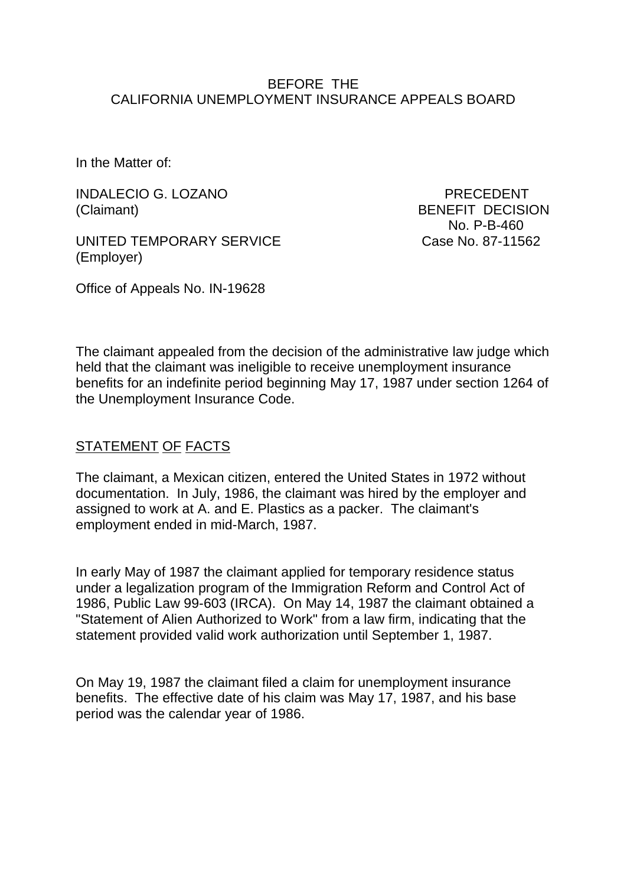BEFORE THE
CALIFORNIA UNEMPLOYMENT INSURANCE APPEALS BOARD

In the Matter of:

| | |
|---|---|
| INDALECIO G. LOZANO (Claimant) | PRECEDENT BENEFIT DECISION No. P-B-460 |
| UNITED TEMPORARY SERVICE (Employer) | Case No. 87-11562 |

Office of Appeals No. IN-19628

The claimant appealed from the decision of the administrative law judge which held that the claimant was ineligible to receive unemployment insurance benefits for an indefinite period beginning May 17, 1987 under section 1264 of the Unemployment Insurance Code.

## STATEMENT OF FACTS

The claimant, a Mexican citizen, entered the United States in 1972 without documentation. In July, 1986, the claimant was hired by the employer and assigned to work at A. and E. Plastics as a packer. The claimant's employment ended in mid-March, 1987.

In early May of 1987 the claimant applied for temporary residence status under a legalization program of the Immigration Reform and Control Act of 1986, Public Law 99-603 (IRCA). On May 14, 1987 the claimant obtained a "Statement of Alien Authorized to Work" from a law firm, indicating that the statement provided valid work authorization until September 1, 1987.

On May 19, 1987 the claimant filed a claim for unemployment insurance benefits. The effective date of his claim was May 17, 1987, and his base period was the calendar year of 1986.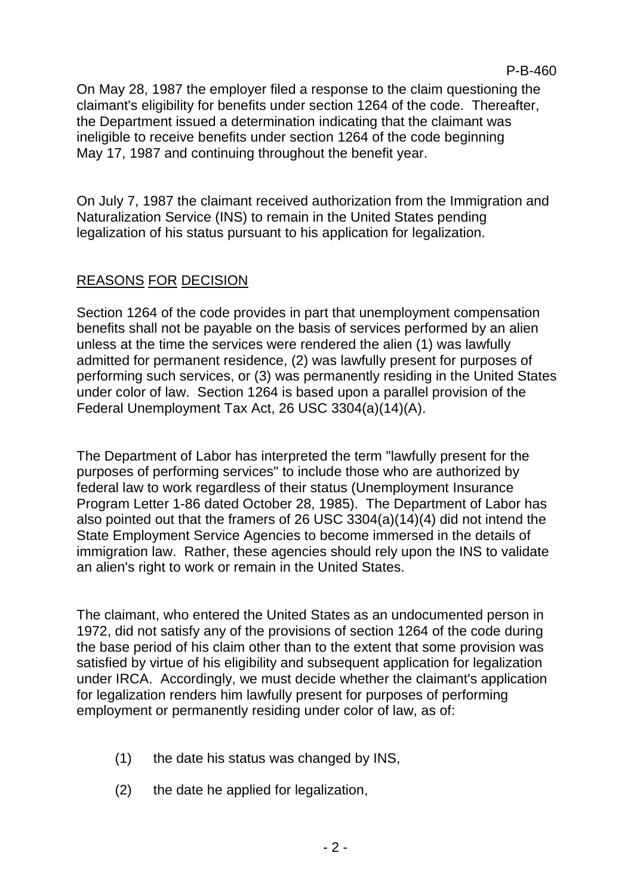On May 28, 1987 the employer filed a response to the claim questioning the claimant's eligibility for benefits under section 1264 of the code. Thereafter, the Department issued a determination indicating that the claimant was ineligible to receive benefits under section 1264 of the code beginning May 17, 1987 and continuing throughout the benefit year.

On July 7, 1987 the claimant received authorization from the Immigration and Naturalization Service (INS) to remain in the United States pending legalization of his status pursuant to his application for legalization.

## REASONS FOR DECISION

Section 1264 of the code provides in part that unemployment compensation benefits shall not be payable on the basis of services performed by an alien unless at the time the services were rendered the alien (1) was lawfully admitted for permanent residence, (2) was lawfully present for purposes of performing such services, or (3) was permanently residing in the United States under color of law. Section 1264 is based upon a parallel provision of the Federal Unemployment Tax Act, 26 USC 3304(a)(14)(A).

The Department of Labor has interpreted the term "lawfully present for the purposes of performing services" to include those who are authorized by federal law to work regardless of their status (Unemployment Insurance Program Letter 1-86 dated October 28, 1985). The Department of Labor has also pointed out that the framers of 26 USC 3304(a)(14)(4) did not intend the State Employment Service Agencies to become immersed in the details of immigration law. Rather, these agencies should rely upon the INS to validate an alien's right to work or remain in the United States.

The claimant, who entered the United States as an undocumented person in 1972, did not satisfy any of the provisions of section 1264 of the code during the base period of his claim other than to the extent that some provision was satisfied by virtue of his eligibility and subsequent application for legalization under IRCA. Accordingly, we must decide whether the claimant's application for legalization renders him lawfully present for purposes of performing employment or permanently residing under color of law, as of:

(1) the date his status was changed by INS,

(2) the date he applied for legalization,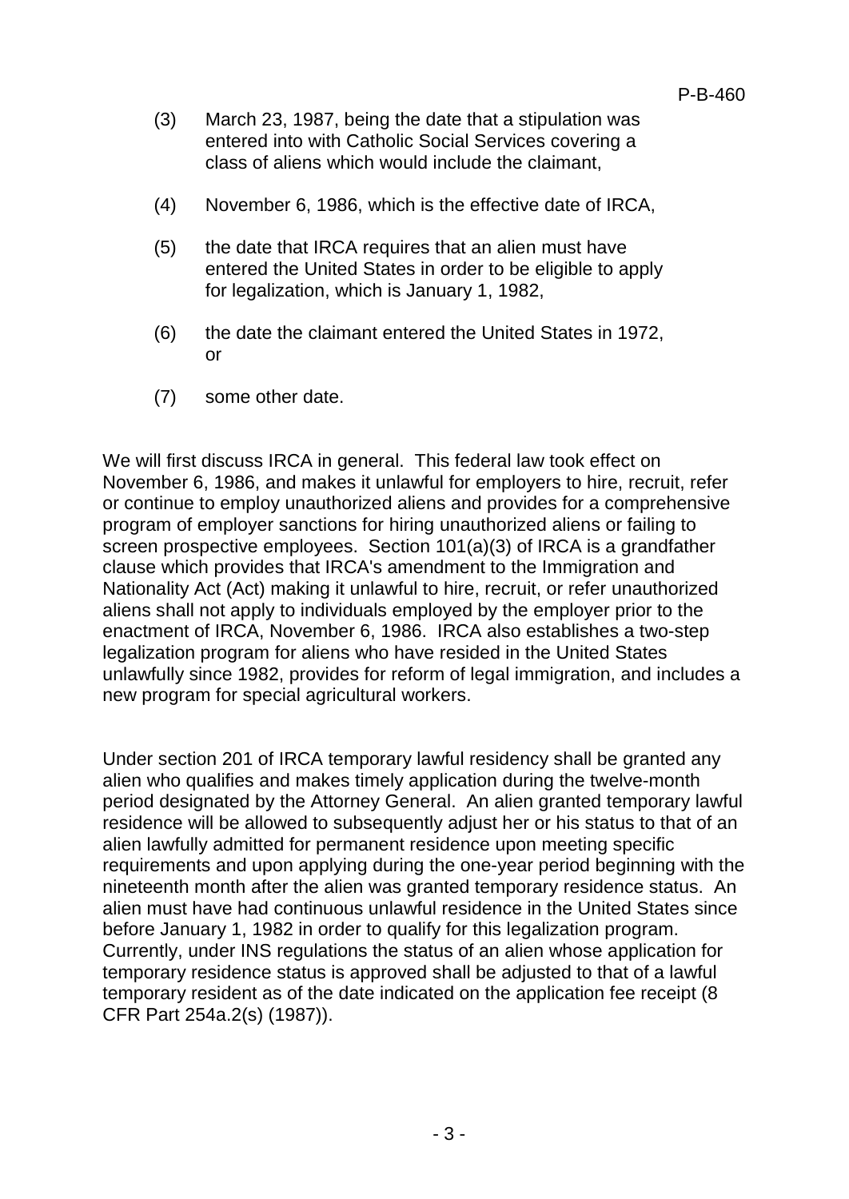(3) March 23, 1987, being the date that a stipulation was entered into with Catholic Social Services covering a class of aliens which would include the claimant,

(4) November 6, 1986, which is the effective date of IRCA,

(5) the date that IRCA requires that an alien must have entered the United States in order to be eligible to apply for legalization, which is January 1, 1982,

(6) the date the claimant entered the United States in 1972, or

(7) some other date.

We will first discuss IRCA in general. This federal law took effect on November 6, 1986, and makes it unlawful for employers to hire, recruit, refer or continue to employ unauthorized aliens and provides for a comprehensive program of employer sanctions for hiring unauthorized aliens or failing to screen prospective employees. Section 101(a)(3) of IRCA is a grandfather clause which provides that IRCA's amendment to the Immigration and Nationality Act (Act) making it unlawful to hire, recruit, or refer unauthorized aliens shall not apply to individuals employed by the employer prior to the enactment of IRCA, November 6, 1986. IRCA also establishes a two-step legalization program for aliens who have resided in the United States unlawfully since 1982, provides for reform of legal immigration, and includes a new program for special agricultural workers.

Under section 201 of IRCA temporary lawful residency shall be granted any alien who qualifies and makes timely application during the twelve-month period designated by the Attorney General. An alien granted temporary lawful residence will be allowed to subsequently adjust her or his status to that of an alien lawfully admitted for permanent residence upon meeting specific requirements and upon applying during the one-year period beginning with the nineteenth month after the alien was granted temporary residence status. An alien must have had continuous unlawful residence in the United States since before January 1, 1982 in order to qualify for this legalization program. Currently, under INS regulations the status of an alien whose application for temporary residence status is approved shall be adjusted to that of a lawful temporary resident as of the date indicated on the application fee receipt (8 CFR Part 254a.2(s) (1987)).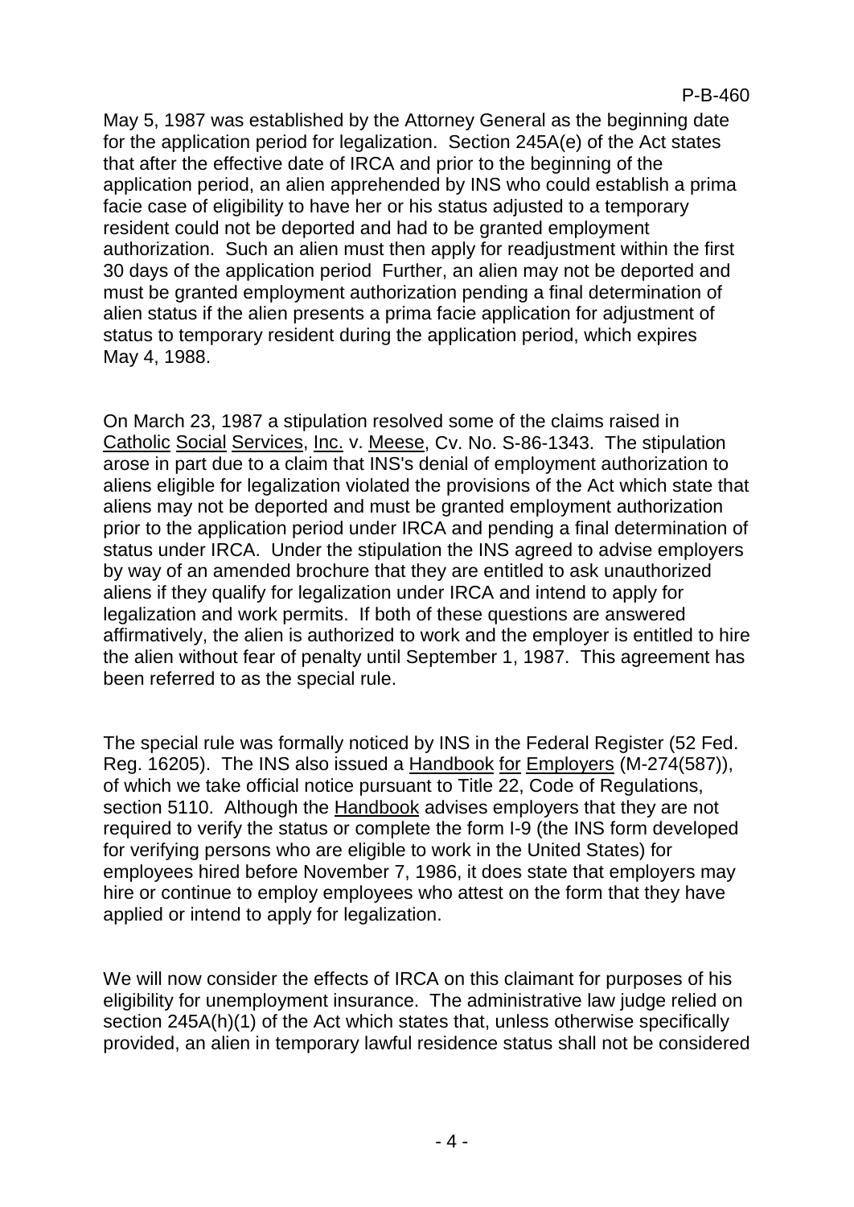May 5, 1987 was established by the Attorney General as the beginning date for the application period for legalization. Section 245A(e) of the Act states that after the effective date of IRCA and prior to the beginning of the application period, an alien apprehended by INS who could establish a prima facie case of eligibility to have her or his status adjusted to a temporary resident could not be deported and had to be granted employment authorization. Such an alien must then apply for readjustment within the first 30 days of the application period Further, an alien may not be deported and must be granted employment authorization pending a final determination of alien status if the alien presents a prima facie application for adjustment of status to temporary resident during the application period, which expires May 4, 1988.

On March 23, 1987 a stipulation resolved some of the claims raised in Catholic Social Services, Inc. v. Meese, Cv. No. S-86-1343. The stipulation arose in part due to a claim that INS's denial of employment authorization to aliens eligible for legalization violated the provisions of the Act which state that aliens may not be deported and must be granted employment authorization prior to the application period under IRCA and pending a final determination of status under IRCA. Under the stipulation the INS agreed to advise employers by way of an amended brochure that they are entitled to ask unauthorized aliens if they qualify for legalization under IRCA and intend to apply for legalization and work permits. If both of these questions are answered affirmatively, the alien is authorized to work and the employer is entitled to hire the alien without fear of penalty until September 1, 1987. This agreement has been referred to as the special rule.

The special rule was formally noticed by INS in the Federal Register (52 Fed. Reg. 16205). The INS also issued a Handbook for Employers (M-274(587)), of which we take official notice pursuant to Title 22, Code of Regulations, section 5110. Although the Handbook advises employers that they are not required to verify the status or complete the form I-9 (the INS form developed for verifying persons who are eligible to work in the United States) for employees hired before November 7, 1986, it does state that employers may hire or continue to employ employees who attest on the form that they have applied or intend to apply for legalization.

We will now consider the effects of IRCA on this claimant for purposes of his eligibility for unemployment insurance. The administrative law judge relied on section 245A(h)(1) of the Act which states that, unless otherwise specifically provided, an alien in temporary lawful residence status shall not be considered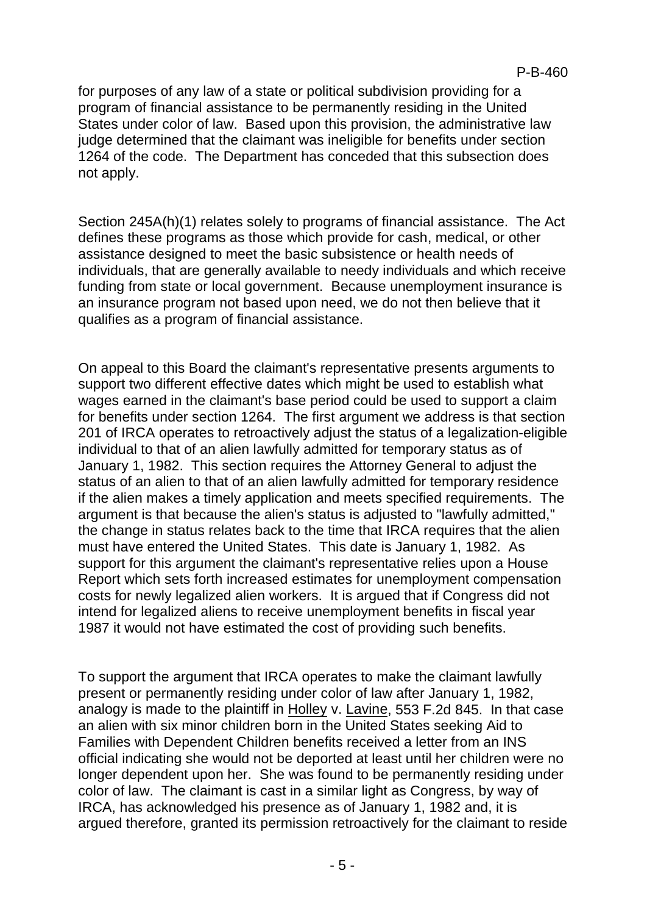for purposes of any law of a state or political subdivision providing for a program of financial assistance to be permanently residing in the United States under color of law. Based upon this provision, the administrative law judge determined that the claimant was ineligible for benefits under section 1264 of the code. The Department has conceded that this subsection does not apply.

Section 245A(h)(1) relates solely to programs of financial assistance. The Act defines these programs as those which provide for cash, medical, or other assistance designed to meet the basic subsistence or health needs of individuals, that are generally available to needy individuals and which receive funding from state or local government. Because unemployment insurance is an insurance program not based upon need, we do not then believe that it qualifies as a program of financial assistance.

On appeal to this Board the claimant's representative presents arguments to support two different effective dates which might be used to establish what wages earned in the claimant's base period could be used to support a claim for benefits under section 1264. The first argument we address is that section 201 of IRCA operates to retroactively adjust the status of a legalization-eligible individual to that of an alien lawfully admitted for temporary status as of January 1, 1982. This section requires the Attorney General to adjust the status of an alien to that of an alien lawfully admitted for temporary residence if the alien makes a timely application and meets specified requirements. The argument is that because the alien's status is adjusted to "lawfully admitted," the change in status relates back to the time that IRCA requires that the alien must have entered the United States. This date is January 1, 1982. As support for this argument the claimant's representative relies upon a House Report which sets forth increased estimates for unemployment compensation costs for newly legalized alien workers. It is argued that if Congress did not intend for legalized aliens to receive unemployment benefits in fiscal year 1987 it would not have estimated the cost of providing such benefits.

To support the argument that IRCA operates to make the claimant lawfully present or permanently residing under color of law after January 1, 1982, analogy is made to the plaintiff in Holley v. Lavine, 553 F.2d 845. In that case an alien with six minor children born in the United States seeking Aid to Families with Dependent Children benefits received a letter from an INS official indicating she would not be deported at least until her children were no longer dependent upon her. She was found to be permanently residing under color of law. The claimant is cast in a similar light as Congress, by way of IRCA, has acknowledged his presence as of January 1, 1982 and, it is argued therefore, granted its permission retroactively for the claimant to reside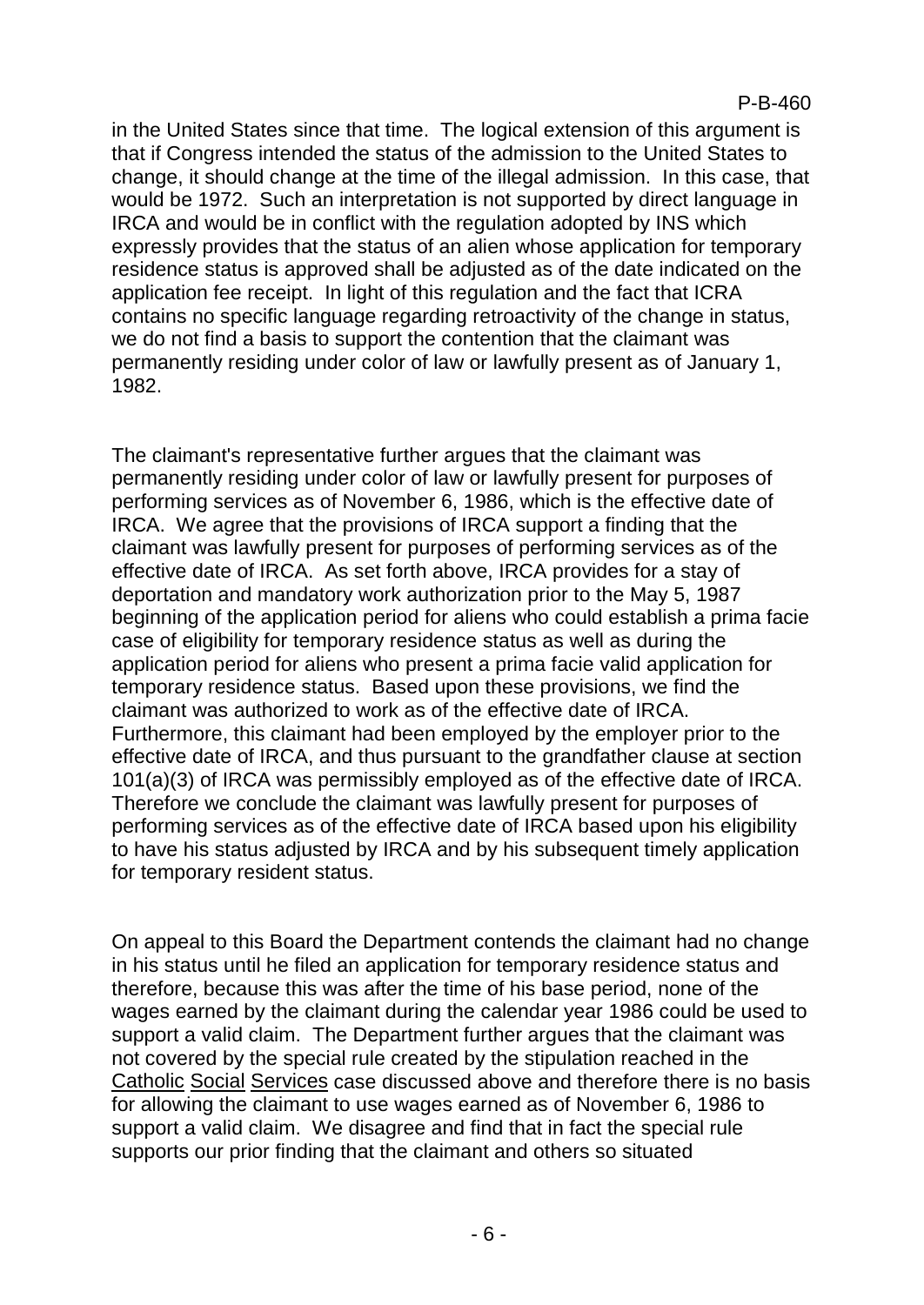in the United States since that time. The logical extension of this argument is that if Congress intended the status of the admission to the United States to change, it should change at the time of the illegal admission. In this case, that would be 1972. Such an interpretation is not supported by direct language in IRCA and would be in conflict with the regulation adopted by INS which expressly provides that the status of an alien whose application for temporary residence status is approved shall be adjusted as of the date indicated on the application fee receipt. In light of this regulation and the fact that ICRA contains no specific language regarding retroactivity of the change in status, we do not find a basis to support the contention that the claimant was permanently residing under color of law or lawfully present as of January 1, 1982.

The claimant's representative further argues that the claimant was permanently residing under color of law or lawfully present for purposes of performing services as of November 6, 1986, which is the effective date of IRCA. We agree that the provisions of IRCA support a finding that the claimant was lawfully present for purposes of performing services as of the effective date of IRCA. As set forth above, IRCA provides for a stay of deportation and mandatory work authorization prior to the May 5, 1987 beginning of the application period for aliens who could establish a prima facie case of eligibility for temporary residence status as well as during the application period for aliens who present a prima facie valid application for temporary residence status. Based upon these provisions, we find the claimant was authorized to work as of the effective date of IRCA. Furthermore, this claimant had been employed by the employer prior to the effective date of IRCA, and thus pursuant to the grandfather clause at section 101(a)(3) of IRCA was permissibly employed as of the effective date of IRCA. Therefore we conclude the claimant was lawfully present for purposes of performing services as of the effective date of IRCA based upon his eligibility to have his status adjusted by IRCA and by his subsequent timely application for temporary resident status.

On appeal to this Board the Department contends the claimant had no change in his status until he filed an application for temporary residence status and therefore, because this was after the time of his base period, none of the wages earned by the claimant during the calendar year 1986 could be used to support a valid claim. The Department further argues that the claimant was not covered by the special rule created by the stipulation reached in the Catholic Social Services case discussed above and therefore there is no basis for allowing the claimant to use wages earned as of November 6, 1986 to support a valid claim. We disagree and find that in fact the special rule supports our prior finding that the claimant and others so situated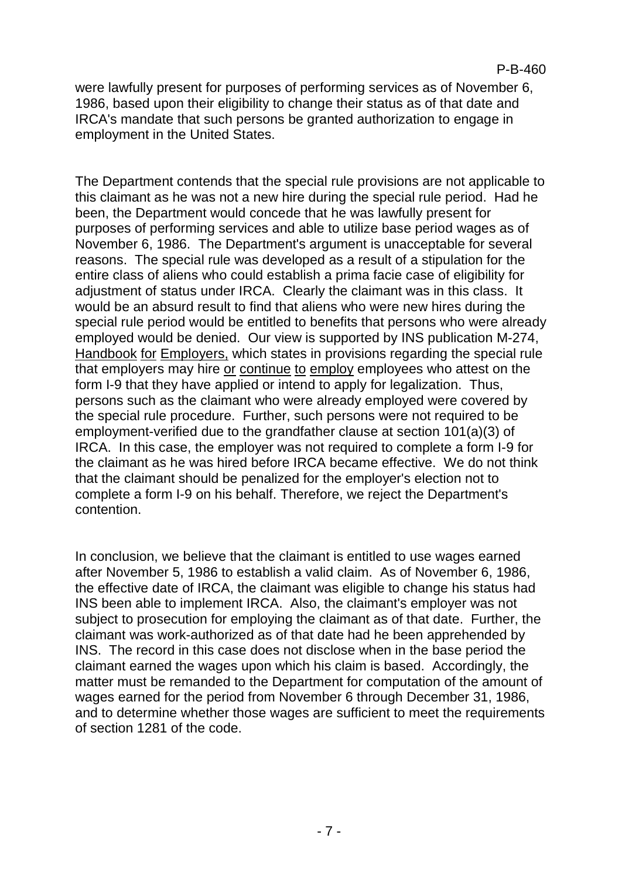were lawfully present for purposes of performing services as of November 6, 1986, based upon their eligibility to change their status as of that date and IRCA's mandate that such persons be granted authorization to engage in employment in the United States.

The Department contends that the special rule provisions are not applicable to this claimant as he was not a new hire during the special rule period. Had he been, the Department would concede that he was lawfully present for purposes of performing services and able to utilize base period wages as of November 6, 1986. The Department's argument is unacceptable for several reasons. The special rule was developed as a result of a stipulation for the entire class of aliens who could establish a prima facie case of eligibility for adjustment of status under IRCA. Clearly the claimant was in this class. It would be an absurd result to find that aliens who were new hires during the special rule period would be entitled to benefits that persons who were already employed would be denied. Our view is supported by INS publication M-274, Handbook for Employers, which states in provisions regarding the special rule that employers may hire or continue to employ employees who attest on the form I-9 that they have applied or intend to apply for legalization. Thus, persons such as the claimant who were already employed were covered by the special rule procedure. Further, such persons were not required to be employment-verified due to the grandfather clause at section 101(a)(3) of IRCA. In this case, the employer was not required to complete a form I-9 for the claimant as he was hired before IRCA became effective. We do not think that the claimant should be penalized for the employer's election not to complete a form I-9 on his behalf. Therefore, we reject the Department's contention.

In conclusion, we believe that the claimant is entitled to use wages earned after November 5, 1986 to establish a valid claim. As of November 6, 1986, the effective date of IRCA, the claimant was eligible to change his status had INS been able to implement IRCA. Also, the claimant's employer was not subject to prosecution for employing the claimant as of that date. Further, the claimant was work-authorized as of that date had he been apprehended by INS. The record in this case does not disclose when in the base period the claimant earned the wages upon which his claim is based. Accordingly, the matter must be remanded to the Department for computation of the amount of wages earned for the period from November 6 through December 31, 1986, and to determine whether those wages are sufficient to meet the requirements of section 1281 of the code.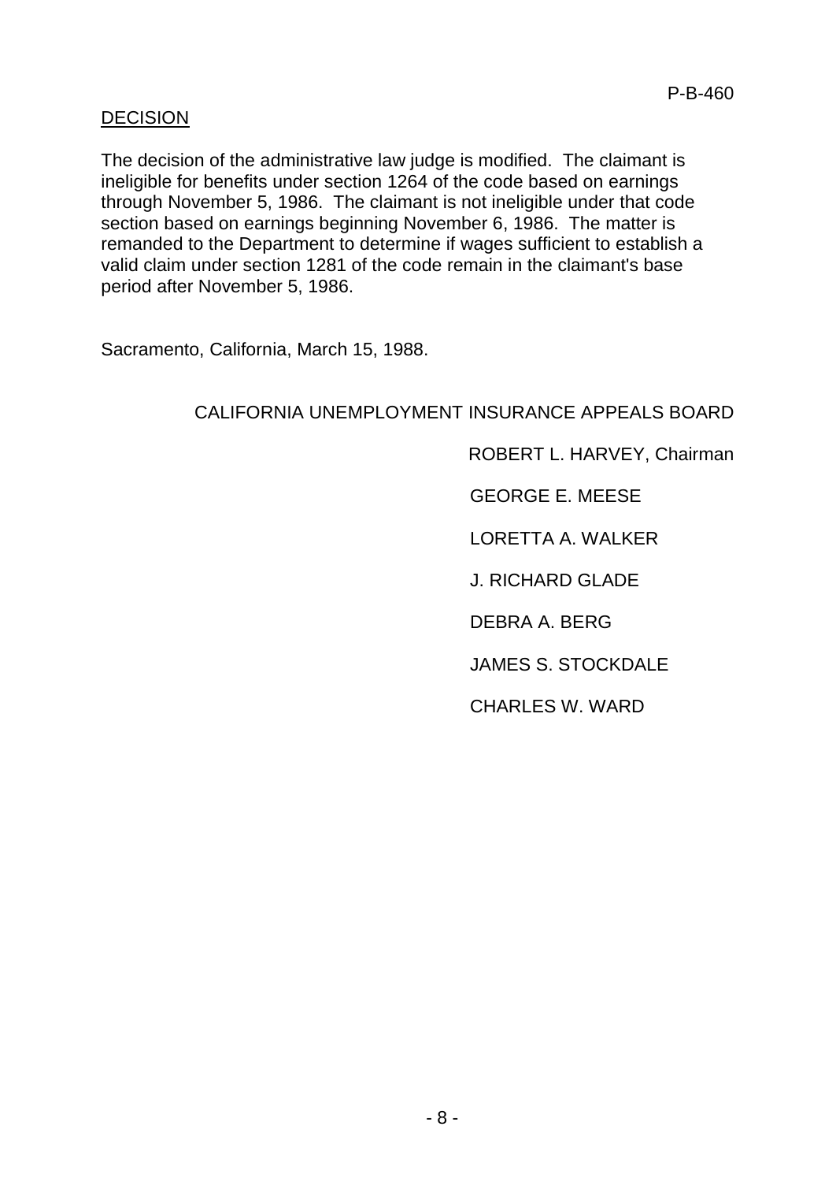## DECISION

The decision of the administrative law judge is modified. The claimant is ineligible for benefits under section 1264 of the code based on earnings through November 5, 1986. The claimant is not ineligible under that code section based on earnings beginning November 6, 1986. The matter is remanded to the Department to determine if wages sufficient to establish a valid claim under section 1281 of the code remain in the claimant's base period after November 5, 1986.

Sacramento, California, March 15, 1988.

CALIFORNIA UNEMPLOYMENT INSURANCE APPEALS BOARD

ROBERT L. HARVEY, Chairman

GEORGE E. MEESE

LORETTA A. WALKER

J. RICHARD GLADE

DEBRA A. BERG

JAMES S. STOCKDALE

CHARLES W. WARD